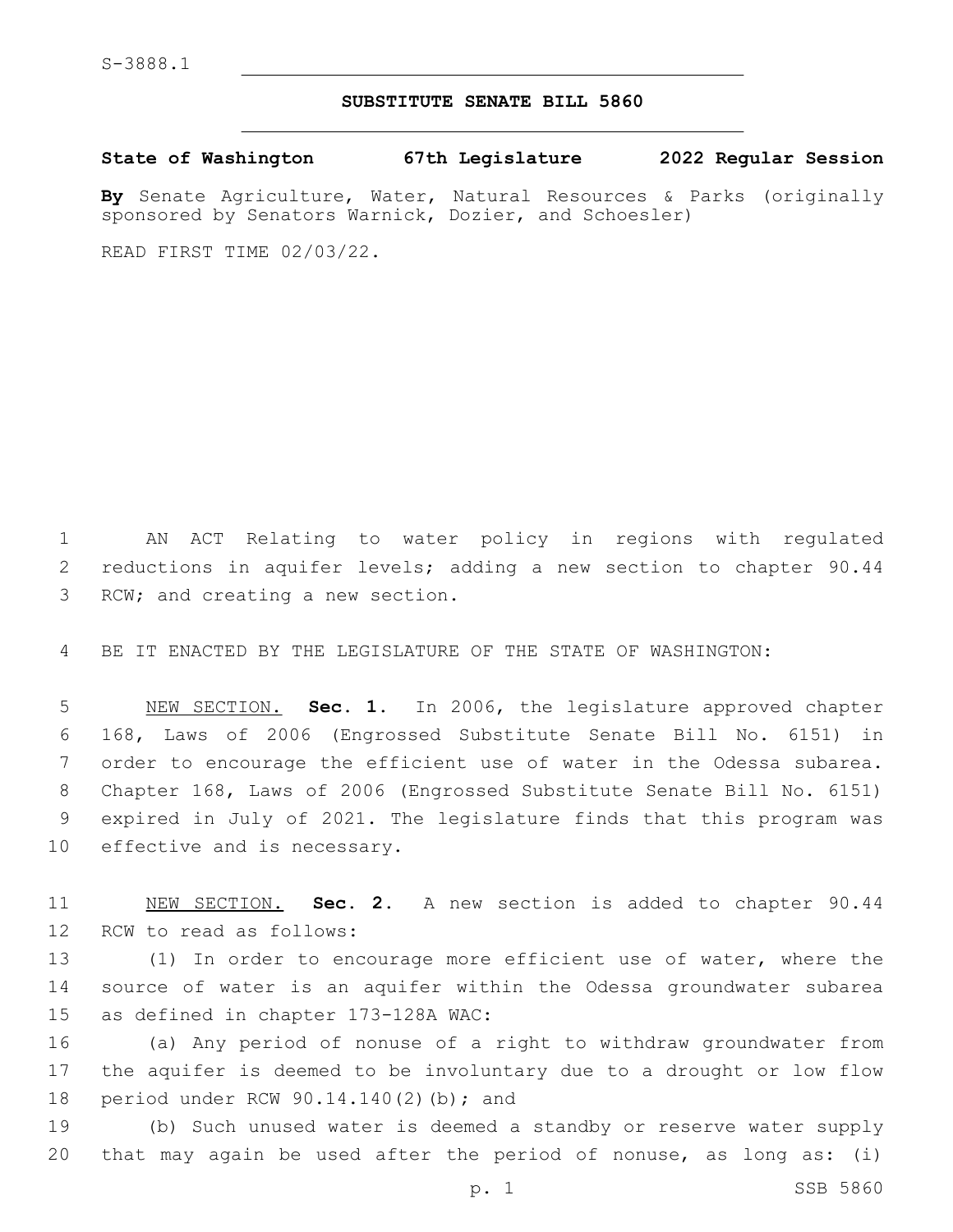S-3888.1

**SUBSTITUTE SENATE BILL 5860**

**State of Washington 67th Legislature 2022 Regular Session**

**By** Senate Agriculture, Water, Natural Resources & Parks (originally sponsored by Senators Warnick, Dozier, and Schoesler)

READ FIRST TIME 02/03/22.

AN ACT Relating to water policy in regions with regulated reductions in aquifer levels; adding a new section to chapter 90.44 RCW; and creating a new section.

BE IT ENACTED BY THE LEGISLATURE OF THE STATE OF WASHINGTON:

NEW SECTION. **Sec. 1.** In 2006, the legislature approved chapter 168, Laws of 2006 (Engrossed Substitute Senate Bill No. 6151) in order to encourage the efficient use of water in the Odessa subarea. Chapter 168, Laws of 2006 (Engrossed Substitute Senate Bill No. 6151) expired in July of 2021. The legislature finds that this program was effective and is necessary.

NEW SECTION. **Sec. 2.** A new section is added to chapter 90.44 RCW to read as follows:

(1) In order to encourage more efficient use of water, where the source of water is an aquifer within the Odessa groundwater subarea as defined in chapter 173-128A WAC:

(a) Any period of nonuse of a right to withdraw groundwater from the aquifer is deemed to be involuntary due to a drought or low flow period under RCW 90.14.140(2)(b); and

(b) Such unused water is deemed a standby or reserve water supply that may again be used after the period of nonuse, as long as: (i)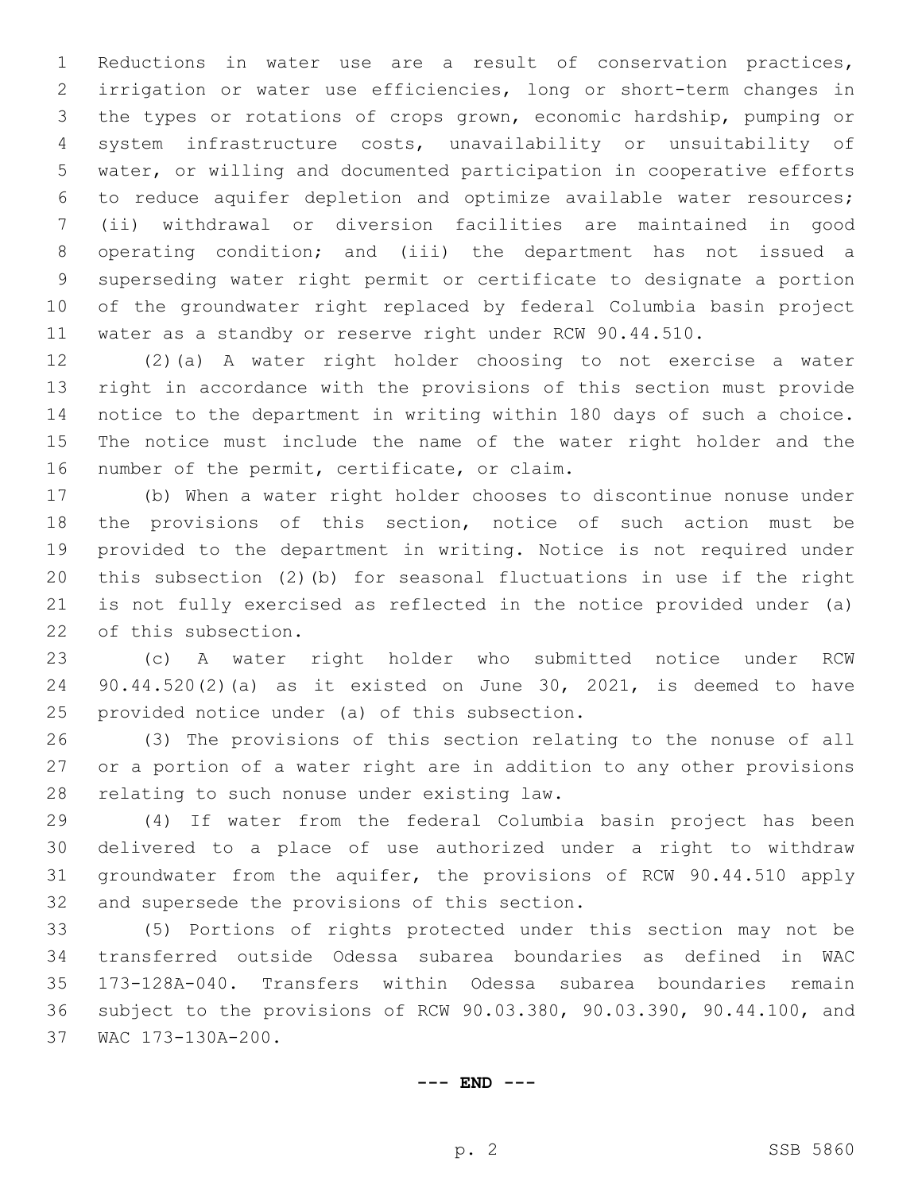Reductions in water use are a result of conservation practices, irrigation or water use efficiencies, long or short-term changes in the types or rotations of crops grown, economic hardship, pumping or system infrastructure costs, unavailability or unsuitability of water, or willing and documented participation in cooperative efforts to reduce aquifer depletion and optimize available water resources; (ii) withdrawal or diversion facilities are maintained in good operating condition; and (iii) the department has not issued a superseding water right permit or certificate to designate a portion of the groundwater right replaced by federal Columbia basin project water as a standby or reserve right under RCW 90.44.510.

(2)(a) A water right holder choosing to not exercise a water right in accordance with the provisions of this section must provide notice to the department in writing within 180 days of such a choice. The notice must include the name of the water right holder and the number of the permit, certificate, or claim.

(b) When a water right holder chooses to discontinue nonuse under the provisions of this section, notice of such action must be provided to the department in writing. Notice is not required under this subsection (2)(b) for seasonal fluctuations in use if the right is not fully exercised as reflected in the notice provided under (a) of this subsection.

(c) A water right holder who submitted notice under RCW 90.44.520(2)(a) as it existed on June 30, 2021, is deemed to have provided notice under (a) of this subsection.

(3) The provisions of this section relating to the nonuse of all or a portion of a water right are in addition to any other provisions relating to such nonuse under existing law.

(4) If water from the federal Columbia basin project has been delivered to a place of use authorized under a right to withdraw groundwater from the aquifer, the provisions of RCW 90.44.510 apply and supersede the provisions of this section.

(5) Portions of rights protected under this section may not be transferred outside Odessa subarea boundaries as defined in WAC 173-128A-040. Transfers within Odessa subarea boundaries remain subject to the provisions of RCW 90.03.380, 90.03.390, 90.44.100, and WAC 173-130A-200.

**--- END ---**